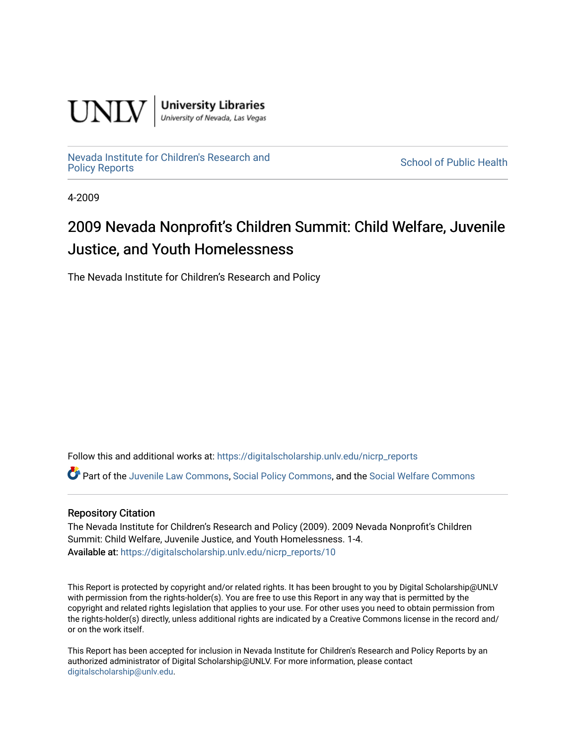UNLV | University Libraries
University of Nevada, Las Vegas

Nevada Institute for Children's Research and Policy Reports | School of Public Health

4-2009

# 2009 Nevada Nonprofit's Children Summit: Child Welfare, Juvenile Justice, and Youth Homelessness

The Nevada Institute for Children's Research and Policy

Follow this and additional works at: https://digitalscholarship.unlv.edu/nicrp_reports

Part of the Juvenile Law Commons, Social Policy Commons, and the Social Welfare Commons

### Repository Citation

The Nevada Institute for Children's Research and Policy (2009). 2009 Nevada Nonprofit's Children Summit: Child Welfare, Juvenile Justice, and Youth Homelessness. 1-4.
Available at: https://digitalscholarship.unlv.edu/nicrp_reports/10

This Report is protected by copyright and/or related rights. It has been brought to you by Digital Scholarship@UNLV with permission from the rights-holder(s). You are free to use this Report in any way that is permitted by the copyright and related rights legislation that applies to your use. For other uses you need to obtain permission from the rights-holder(s) directly, unless additional rights are indicated by a Creative Commons license in the record and/or on the work itself.

This Report has been accepted for inclusion in Nevada Institute for Children's Research and Policy Reports by an authorized administrator of Digital Scholarship@UNLV. For more information, please contact digitalscholarship@unlv.edu.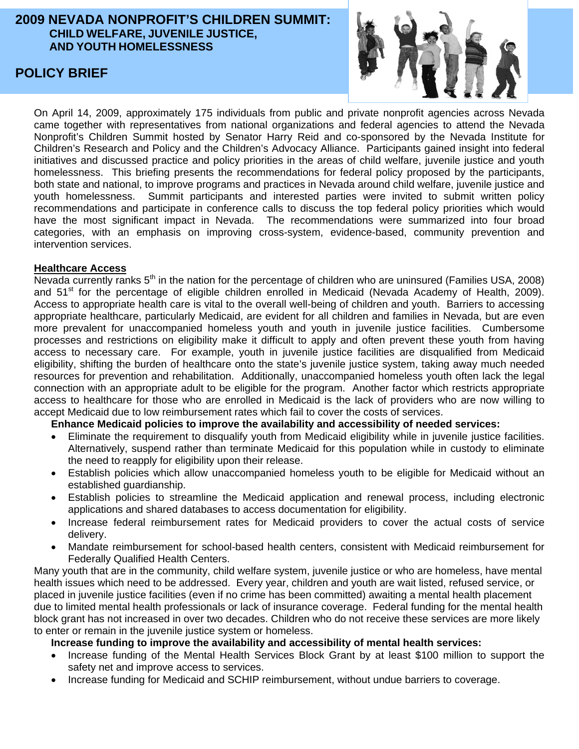# 2009 NEVADA NONPROFIT'S CHILDREN SUMMIT:

## CHILD WELFARE, JUVENILE JUSTICE, AND YOUTH HOMELESSNESS

## POLICY BRIEF

On April 14, 2009, approximately 175 individuals from public and private nonprofit agencies across Nevada came together with representatives from national organizations and federal agencies to attend the Nevada Nonprofit's Children Summit hosted by Senator Harry Reid and co-sponsored by the Nevada Institute for Children's Research and Policy and the Children's Advocacy Alliance. Participants gained insight into federal initiatives and discussed practice and policy priorities in the areas of child welfare, juvenile justice and youth homelessness. This briefing presents the recommendations for federal policy proposed by the participants, both state and national, to improve programs and practices in Nevada around child welfare, juvenile justice and youth homelessness. Summit participants and interested parties were invited to submit written policy recommendations and participate in conference calls to discuss the top federal policy priorities which would have the most significant impact in Nevada. The recommendations were summarized into four broad categories, with an emphasis on improving cross-system, evidence-based, community prevention and intervention services.

### Healthcare Access

Nevada currently ranks 5th in the nation for the percentage of children who are uninsured (Families USA, 2008) and 51st for the percentage of eligible children enrolled in Medicaid (Nevada Academy of Health, 2009). Access to appropriate health care is vital to the overall well-being of children and youth. Barriers to accessing appropriate healthcare, particularly Medicaid, are evident for all children and families in Nevada, but are even more prevalent for unaccompanied homeless youth and youth in juvenile justice facilities. Cumbersome processes and restrictions on eligibility make it difficult to apply and often prevent these youth from having access to necessary care. For example, youth in juvenile justice facilities are disqualified from Medicaid eligibility, shifting the burden of healthcare onto the state's juvenile justice system, taking away much needed resources for prevention and rehabilitation. Additionally, unaccompanied homeless youth often lack the legal connection with an appropriate adult to be eligible for the program. Another factor which restricts appropriate access to healthcare for those who are enrolled in Medicaid is the lack of providers who are now willing to accept Medicaid due to low reimbursement rates which fail to cover the costs of services.

**Enhance Medicaid policies to improve the availability and accessibility of needed services:**

- Eliminate the requirement to disqualify youth from Medicaid eligibility while in juvenile justice facilities. Alternatively, suspend rather than terminate Medicaid for this population while in custody to eliminate the need to reapply for eligibility upon their release.
- Establish policies which allow unaccompanied homeless youth to be eligible for Medicaid without an established guardianship.
- Establish policies to streamline the Medicaid application and renewal process, including electronic applications and shared databases to access documentation for eligibility.
- Increase federal reimbursement rates for Medicaid providers to cover the actual costs of service delivery.
- Mandate reimbursement for school-based health centers, consistent with Medicaid reimbursement for Federally Qualified Health Centers.

Many youth that are in the community, child welfare system, juvenile justice or who are homeless, have mental health issues which need to be addressed. Every year, children and youth are wait listed, refused service, or placed in juvenile justice facilities (even if no crime has been committed) awaiting a mental health placement due to limited mental health professionals or lack of insurance coverage. Federal funding for the mental health block grant has not increased in over two decades. Children who do not receive these services are more likely to enter or remain in the juvenile justice system or homeless.

**Increase funding to improve the availability and accessibility of mental health services:**

- Increase funding of the Mental Health Services Block Grant by at least $100 million to support the safety net and improve access to services.
- Increase funding for Medicaid and SCHIP reimbursement, without undue barriers to coverage.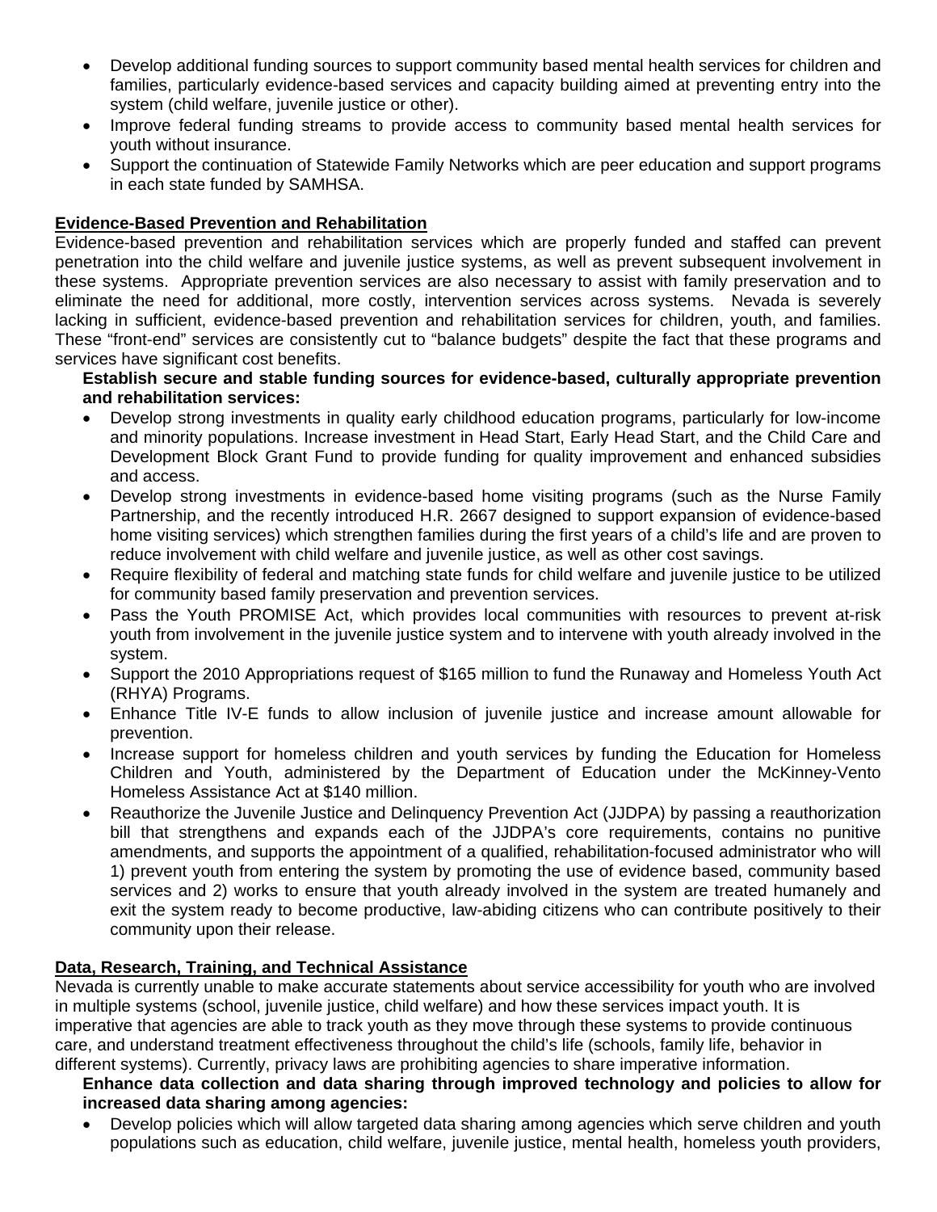- Develop additional funding sources to support community based mental health services for children and families, particularly evidence-based services and capacity building aimed at preventing entry into the system (child welfare, juvenile justice or other).
- Improve federal funding streams to provide access to community based mental health services for youth without insurance.
- Support the continuation of Statewide Family Networks which are peer education and support programs in each state funded by SAMHSA.

**Evidence-Based Prevention and Rehabilitation**

Evidence-based prevention and rehabilitation services which are properly funded and staffed can prevent penetration into the child welfare and juvenile justice systems, as well as prevent subsequent involvement in these systems. Appropriate prevention services are also necessary to assist with family preservation and to eliminate the need for additional, more costly, intervention services across systems. Nevada is severely lacking in sufficient, evidence-based prevention and rehabilitation services for children, youth, and families. These "front-end" services are consistently cut to "balance budgets" despite the fact that these programs and services have significant cost benefits.

**Establish secure and stable funding sources for evidence-based, culturally appropriate prevention and rehabilitation services:**

- Develop strong investments in quality early childhood education programs, particularly for low-income and minority populations. Increase investment in Head Start, Early Head Start, and the Child Care and Development Block Grant Fund to provide funding for quality improvement and enhanced subsidies and access.
- Develop strong investments in evidence-based home visiting programs (such as the Nurse Family Partnership, and the recently introduced H.R. 2667 designed to support expansion of evidence-based home visiting services) which strengthen families during the first years of a child's life and are proven to reduce involvement with child welfare and juvenile justice, as well as other cost savings.
- Require flexibility of federal and matching state funds for child welfare and juvenile justice to be utilized for community based family preservation and prevention services.
- Pass the Youth PROMISE Act, which provides local communities with resources to prevent at-risk youth from involvement in the juvenile justice system and to intervene with youth already involved in the system.
- Support the 2010 Appropriations request of $165 million to fund the Runaway and Homeless Youth Act (RHYA) Programs.
- Enhance Title IV-E funds to allow inclusion of juvenile justice and increase amount allowable for prevention.
- Increase support for homeless children and youth services by funding the Education for Homeless Children and Youth, administered by the Department of Education under the McKinney-Vento Homeless Assistance Act at $140 million.
- Reauthorize the Juvenile Justice and Delinquency Prevention Act (JJDPA) by passing a reauthorization bill that strengthens and expands each of the JJDPA's core requirements, contains no punitive amendments, and supports the appointment of a qualified, rehabilitation-focused administrator who will 1) prevent youth from entering the system by promoting the use of evidence based, community based services and 2) works to ensure that youth already involved in the system are treated humanely and exit the system ready to become productive, law-abiding citizens who can contribute positively to their community upon their release.

**Data, Research, Training, and Technical Assistance**

Nevada is currently unable to make accurate statements about service accessibility for youth who are involved in multiple systems (school, juvenile justice, child welfare) and how these services impact youth. It is imperative that agencies are able to track youth as they move through these systems to provide continuous care, and understand treatment effectiveness throughout the child's life (schools, family life, behavior in different systems). Currently, privacy laws are prohibiting agencies to share imperative information.

**Enhance data collection and data sharing through improved technology and policies to allow for increased data sharing among agencies:**

- Develop policies which will allow targeted data sharing among agencies which serve children and youth populations such as education, child welfare, juvenile justice, mental health, homeless youth providers,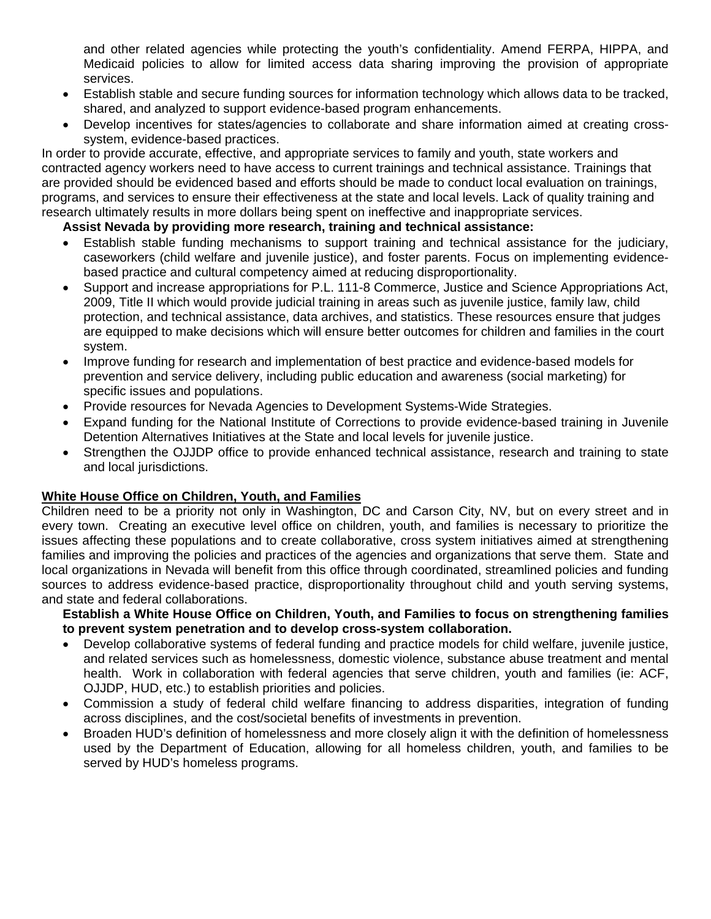and other related agencies while protecting the youth's confidentiality. Amend FERPA, HIPPA, and Medicaid policies to allow for limited access data sharing improving the provision of appropriate services.

- Establish stable and secure funding sources for information technology which allows data to be tracked, shared, and analyzed to support evidence-based program enhancements.
- Develop incentives for states/agencies to collaborate and share information aimed at creating cross-system, evidence-based practices.

In order to provide accurate, effective, and appropriate services to family and youth, state workers and contracted agency workers need to have access to current trainings and technical assistance. Trainings that are provided should be evidenced based and efforts should be made to conduct local evaluation on trainings, programs, and services to ensure their effectiveness at the state and local levels. Lack of quality training and research ultimately results in more dollars being spent on ineffective and inappropriate services.

**Assist Nevada by providing more research, training and technical assistance:**

- Establish stable funding mechanisms to support training and technical assistance for the judiciary, caseworkers (child welfare and juvenile justice), and foster parents. Focus on implementing evidence-based practice and cultural competency aimed at reducing disproportionality.
- Support and increase appropriations for P.L. 111-8 Commerce, Justice and Science Appropriations Act, 2009, Title II which would provide judicial training in areas such as juvenile justice, family law, child protection, and technical assistance, data archives, and statistics. These resources ensure that judges are equipped to make decisions which will ensure better outcomes for children and families in the court system.
- Improve funding for research and implementation of best practice and evidence-based models for prevention and service delivery, including public education and awareness (social marketing) for specific issues and populations.
- Provide resources for Nevada Agencies to Development Systems-Wide Strategies.
- Expand funding for the National Institute of Corrections to provide evidence-based training in Juvenile Detention Alternatives Initiatives at the State and local levels for juvenile justice.
- Strengthen the OJJDP office to provide enhanced technical assistance, research and training to state and local jurisdictions.

## White House Office on Children, Youth, and Families

Children need to be a priority not only in Washington, DC and Carson City, NV, but on every street and in every town. Creating an executive level office on children, youth, and families is necessary to prioritize the issues affecting these populations and to create collaborative, cross system initiatives aimed at strengthening families and improving the policies and practices of the agencies and organizations that serve them. State and local organizations in Nevada will benefit from this office through coordinated, streamlined policies and funding sources to address evidence-based practice, disproportionality throughout child and youth serving systems, and state and federal collaborations.

**Establish a White House Office on Children, Youth, and Families to focus on strengthening families to prevent system penetration and to develop cross-system collaboration.**

- Develop collaborative systems of federal funding and practice models for child welfare, juvenile justice, and related services such as homelessness, domestic violence, substance abuse treatment and mental health. Work in collaboration with federal agencies that serve children, youth and families (ie: ACF, OJJDP, HUD, etc.) to establish priorities and policies.
- Commission a study of federal child welfare financing to address disparities, integration of funding across disciplines, and the cost/societal benefits of investments in prevention.
- Broaden HUD's definition of homelessness and more closely align it with the definition of homelessness used by the Department of Education, allowing for all homeless children, youth, and families to be served by HUD's homeless programs.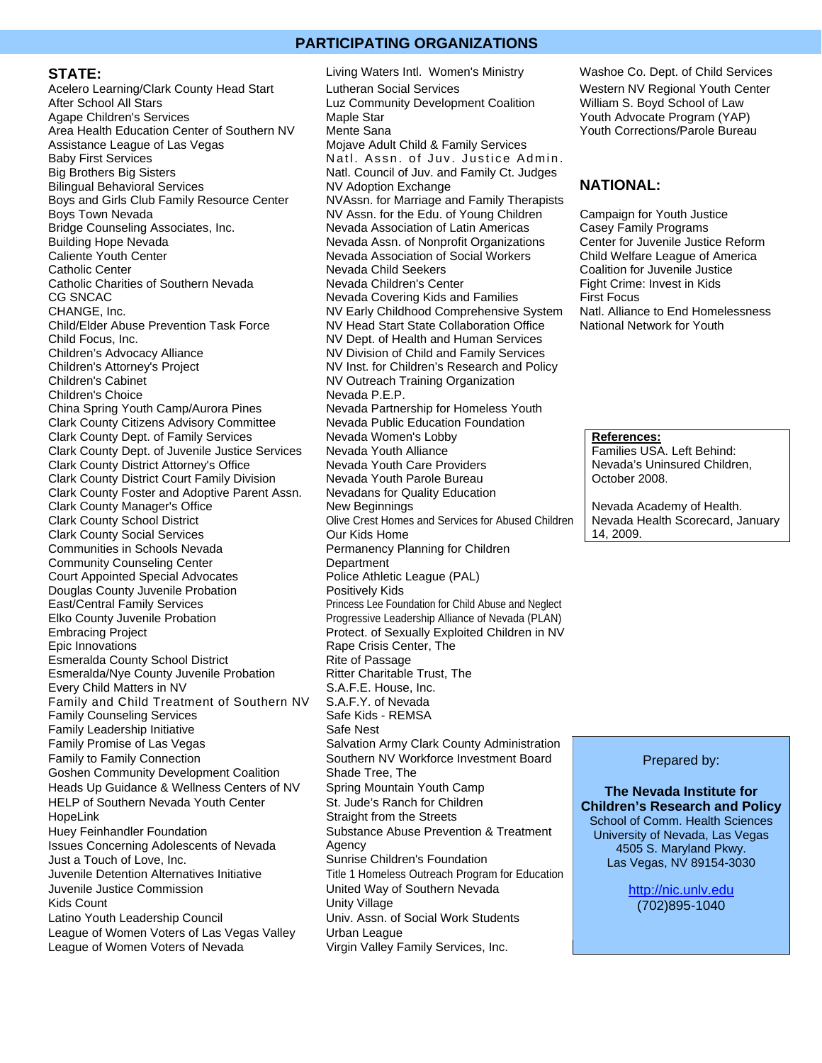# PARTICIPATING ORGANIZATIONS

## STATE:

Acelero Learning/Clark County Head Start
After School All Stars
Agape Children's Services
Area Health Education Center of Southern NV
Assistance League of Las Vegas
Baby First Services
Big Brothers Big Sisters
Bilingual Behavioral Services
Boys and Girls Club Family Resource Center
Boys Town Nevada
Bridge Counseling Associates, Inc.
Building Hope Nevada
Caliente Youth Center
Catholic Center
Catholic Charities of Southern Nevada
CG SNCAC
CHANGE, Inc.
Child/Elder Abuse Prevention Task Force
Child Focus, Inc.
Children's Advocacy Alliance
Children's Attorney's Project
Children's Cabinet
Children's Choice
China Spring Youth Camp/Aurora Pines
Clark County Citizens Advisory Committee
Clark County Dept. of Family Services
Clark County Dept. of Juvenile Justice Services
Clark County District Attorney's Office
Clark County District Court Family Division
Clark County Foster and Adoptive Parent Assn.
Clark County Manager's Office
Clark County School District
Clark County Social Services
Communities in Schools Nevada
Community Counseling Center
Court Appointed Special Advocates
Douglas County Juvenile Probation
East/Central Family Services
Elko County Juvenile Probation
Embracing Project
Epic Innovations
Esmeralda County School District
Esmeralda/Nye County Juvenile Probation
Every Child Matters in NV
Family and Child Treatment of Southern NV
Family Counseling Services
Family Leadership Initiative
Family Promise of Las Vegas
Family to Family Connection
Goshen Community Development Coalition
Heads Up Guidance & Wellness Centers of NV
HELP of Southern Nevada Youth Center
HopeLink
Huey Feinhandler Foundation
Issues Concerning Adolescents of Nevada
Just a Touch of Love, Inc.
Juvenile Detention Alternatives Initiative
Juvenile Justice Commission
Kids Count
Latino Youth Leadership Council
League of Women Voters of Las Vegas Valley
League of Women Voters of Nevada
Living Waters Intl. Women's Ministry
Lutheran Social Services
Luz Community Development Coalition
Maple Star
Mente Sana
Mojave Adult Child & Family Services
Natl. Assn. of Juv. Justice Admin.
Natl. Council of Juv. and Family Ct. Judges
NV Adoption Exchange
NVAssn. for Marriage and Family Therapists
NV Assn. for the Edu. of Young Children
Nevada Association of Latin Americas
Nevada Assn. of Nonprofit Organizations
Nevada Association of Social Workers
Nevada Child Seekers
Nevada Children's Center
Nevada Covering Kids and Families
NV Early Childhood Comprehensive System
NV Head Start State Collaboration Office
NV Dept. of Health and Human Services
NV Division of Child and Family Services
NV Inst. for Children's Research and Policy
NV Outreach Training Organization
Nevada P.E.P.
Nevada Partnership for Homeless Youth
Nevada Public Education Foundation
Nevada Women's Lobby
Nevada Youth Alliance
Nevada Youth Care Providers
Nevada Youth Parole Bureau
Nevadans for Quality Education
New Beginnings
Olive Crest Homes and Services for Abused Children
Our Kids Home
Permanency Planning for Children Department
Police Athletic League (PAL)
Positively Kids
Princess Lee Foundation for Child Abuse and Neglect
Progressive Leadership Alliance of Nevada (PLAN)
Protect. of Sexually Exploited Children in NV
Rape Crisis Center, The
Rite of Passage
Ritter Charitable Trust, The
S.A.F.E. House, Inc.
S.A.F.Y. of Nevada
Safe Kids - REMSA
Safe Nest
Salvation Army Clark County Administration
Southern NV Workforce Investment Board
Shade Tree, The
Spring Mountain Youth Camp
St. Jude's Ranch for Children
Straight from the Streets
Substance Abuse Prevention & Treatment Agency
Sunrise Children's Foundation
Title 1 Homeless Outreach Program for Education
United Way of Southern Nevada
Unity Village
Univ. Assn. of Social Work Students
Urban League
Virgin Valley Family Services, Inc.
Washoe Co. Dept. of Child Services
Western NV Regional Youth Center
William S. Boyd School of Law
Youth Advocate Program (YAP)
Youth Corrections/Parole Bureau

## NATIONAL:

Campaign for Youth Justice
Casey Family Programs
Center for Juvenile Justice Reform
Child Welfare League of America
Coalition for Juvenile Justice
Fight Crime: Invest in Kids
First Focus
Natl. Alliance to End Homelessness
National Network for Youth

**References:**

Families USA. Left Behind: Nevada's Uninsured Children, October 2008.

Nevada Academy of Health. Nevada Health Scorecard, January 14, 2009.

Prepared by:

**The Nevada Institute for Children's Research and Policy**
School of Comm. Health Sciences
University of Nevada, Las Vegas
4505 S. Maryland Pkwy.
Las Vegas, NV 89154-3030

http://nic.unlv.edu
(702)895-1040